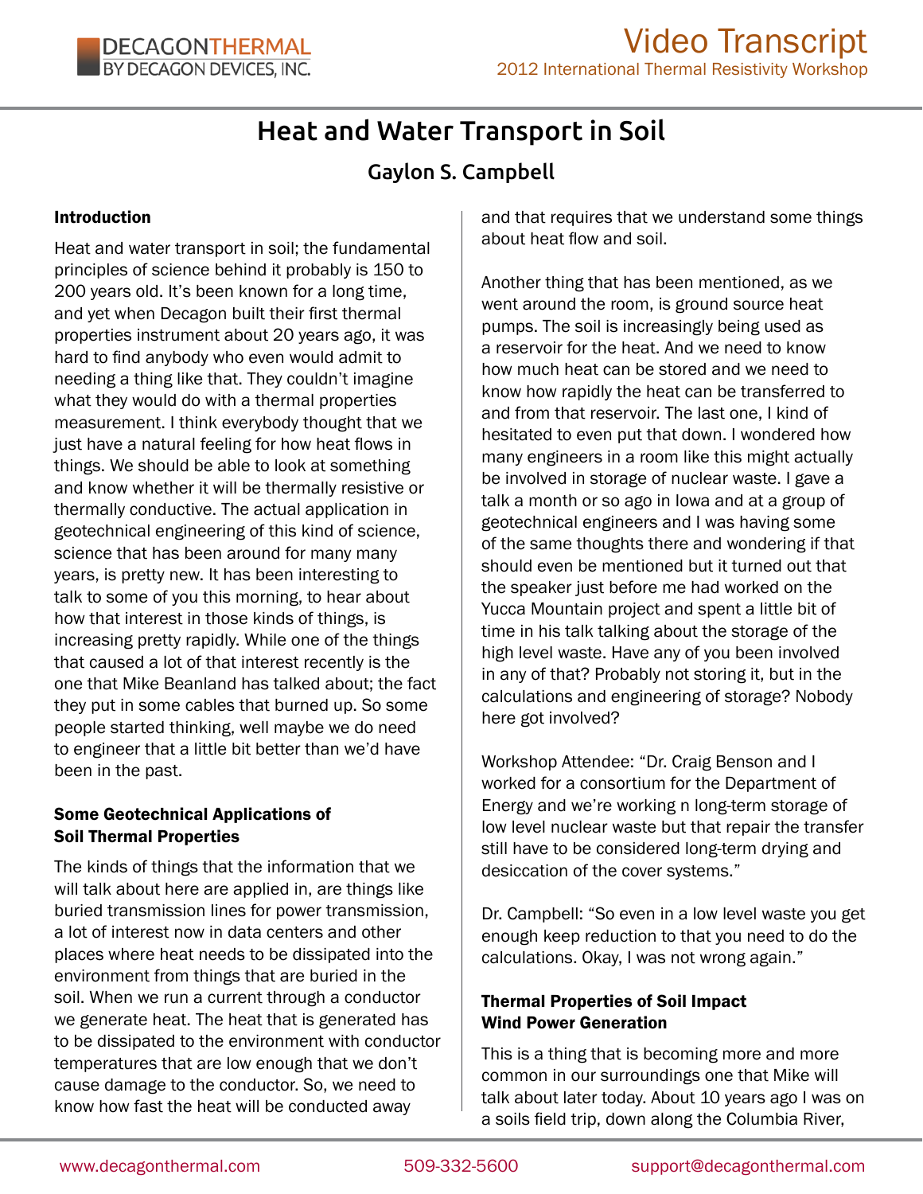# Heat and Water Transport in Soil

## Gaylon S. Campbell

### Introduction

Heat and water transport in soil; the fundamental principles of science behind it probably is 150 to 200 years old. It's been known for a long time, and yet when Decagon built their first thermal properties instrument about 20 years ago, it was hard to find anybody who even would admit to needing a thing like that. They couldn't imagine what they would do with a thermal properties measurement. I think everybody thought that we just have a natural feeling for how heat flows in things. We should be able to look at something and know whether it will be thermally resistive or thermally conductive. The actual application in geotechnical engineering of this kind of science, science that has been around for many many years, is pretty new. It has been interesting to talk to some of you this morning, to hear about how that interest in those kinds of things, is increasing pretty rapidly. While one of the things that caused a lot of that interest recently is the one that Mike Beanland has talked about; the fact they put in some cables that burned up. So some people started thinking, well maybe we do need to engineer that a little bit better than we'd have been in the past.

### Some Geotechnical Applications of Soil Thermal Properties

The kinds of things that the information that we will talk about here are applied in, are things like buried transmission lines for power transmission, a lot of interest now in data centers and other places where heat needs to be dissipated into the environment from things that are buried in the soil. When we run a current through a conductor we generate heat. The heat that is generated has to be dissipated to the environment with conductor temperatures that are low enough that we don't cause damage to the conductor. So, we need to know how fast the heat will be conducted away and that requires that we understand some things about heat flow and soil.

Another thing that has been mentioned, as we went around the room, is ground source heat pumps. The soil is increasingly being used as a reservoir for the heat. And we need to know how much heat can be stored and we need to know how rapidly the heat can be transferred to and from that reservoir. The last one, I kind of hesitated to even put that down. I wondered how many engineers in a room like this might actually be involved in storage of nuclear waste. I gave a talk a month or so ago in Iowa and at a group of geotechnical engineers and I was having some of the same thoughts there and wondering if that should even be mentioned but it turned out that the speaker just before me had worked on the Yucca Mountain project and spent a little bit of time in his talk talking about the storage of the high level waste. Have any of you been involved in any of that? Probably not storing it, but in the calculations and engineering of storage? Nobody here got involved?

Workshop Attendee: "Dr. Craig Benson and I worked for a consortium for the Department of Energy and we're working n long-term storage of low level nuclear waste but that repair the transfer still have to be considered long-term drying and desiccation of the cover systems."

Dr. Campbell: "So even in a low level waste you get enough keep reduction to that you need to do the calculations. Okay, I was not wrong again."

### Thermal Properties of Soil Impact Wind Power Generation

This is a thing that is becoming more and more common in our surroundings one that Mike will talk about later today. About 10 years ago I was on a soils field trip, down along the Columbia River,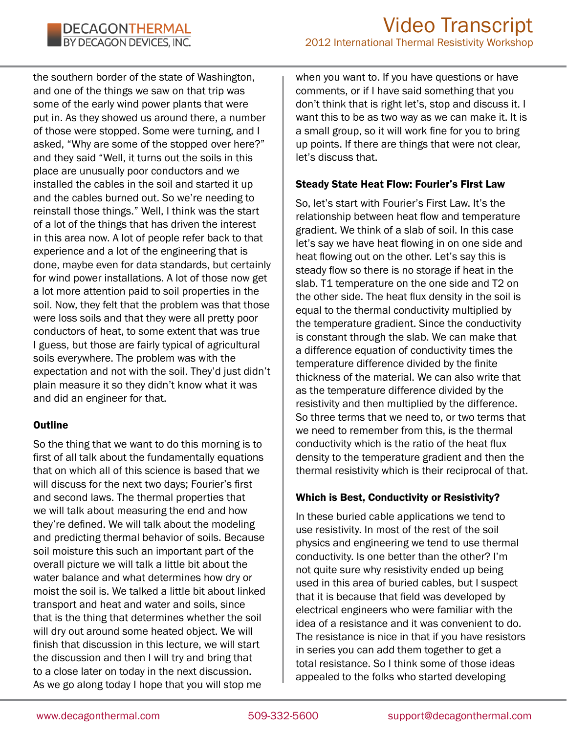the southern border of the state of Washington, and one of the things we saw on that trip was some of the early wind power plants that were put in. As they showed us around there, a number of those were stopped. Some were turning, and I asked, "Why are some of the stopped over here?" and they said "Well, it turns out the soils in this place are unusually poor conductors and we installed the cables in the soil and started it up and the cables burned out. So we're needing to reinstall those things." Well, I think was the start of a lot of the things that has driven the interest in this area now. A lot of people refer back to that experience and a lot of the engineering that is done, maybe even for data standards, but certainly for wind power installations. A lot of those now get a lot more attention paid to soil properties in the soil. Now, they felt that the problem was that those were loss soils and that they were all pretty poor conductors of heat, to some extent that was true I guess, but those are fairly typical of agricultural soils everywhere. The problem was with the expectation and not with the soil. They'd just didn't plain measure it so they didn't know what it was and did an engineer for that.

#### Outline

So the thing that we want to do this morning is to first of all talk about the fundamentally equations that on which all of this science is based that we will discuss for the next two days; Fourier's first and second laws. The thermal properties that we will talk about measuring the end and how they're defined. We will talk about the modeling and predicting thermal behavior of soils. Because soil moisture this such an important part of the overall picture we will talk a little bit about the water balance and what determines how dry or moist the soil is. We talked a little bit about linked transport and heat and water and soils, since that is the thing that determines whether the soil will dry out around some heated object. We will finish that discussion in this lecture, we will start the discussion and then I will try and bring that to a close later on today in the next discussion. As we go along today I hope that you will stop me when you want to. If you have questions or have comments, or if I have said something that you don't think that is right let's, stop and discuss it. I want this to be as two way as we can make it. It is a small group, so it will work fine for you to bring up points. If there are things that were not clear, let's discuss that.

#### Steady State Heat Flow: Fourier's First Law

So, let's start with Fourier's First Law. It's the relationship between heat flow and temperature gradient. We think of a slab of soil. In this case let's say we have heat flowing in on one side and heat flowing out on the other. Let's say this is steady flow so there is no storage if heat in the slab. T1 temperature on the one side and T2 on the other side. The heat flux density in the soil is equal to the thermal conductivity multiplied by the temperature gradient. Since the conductivity is constant through the slab. We can make that a difference equation of conductivity times the temperature difference divided by the finite thickness of the material. We can also write that as the temperature difference divided by the resistivity and then multiplied by the difference. So three terms that we need to, or two terms that we need to remember from this, is the thermal conductivity which is the ratio of the heat flux density to the temperature gradient and then the thermal resistivity which is their reciprocal of that.

#### Which is Best, Conductivity or Resistivity?

In these buried cable applications we tend to use resistivity. In most of the rest of the soil physics and engineering we tend to use thermal conductivity. Is one better than the other? I'm not quite sure why resistivity ended up being used in this area of buried cables, but I suspect that it is because that field was developed by electrical engineers who were familiar with the idea of a resistance and it was convenient to do. The resistance is nice in that if you have resistors in series you can add them together to get a total resistance. So I think some of those ideas appealed to the folks who started developing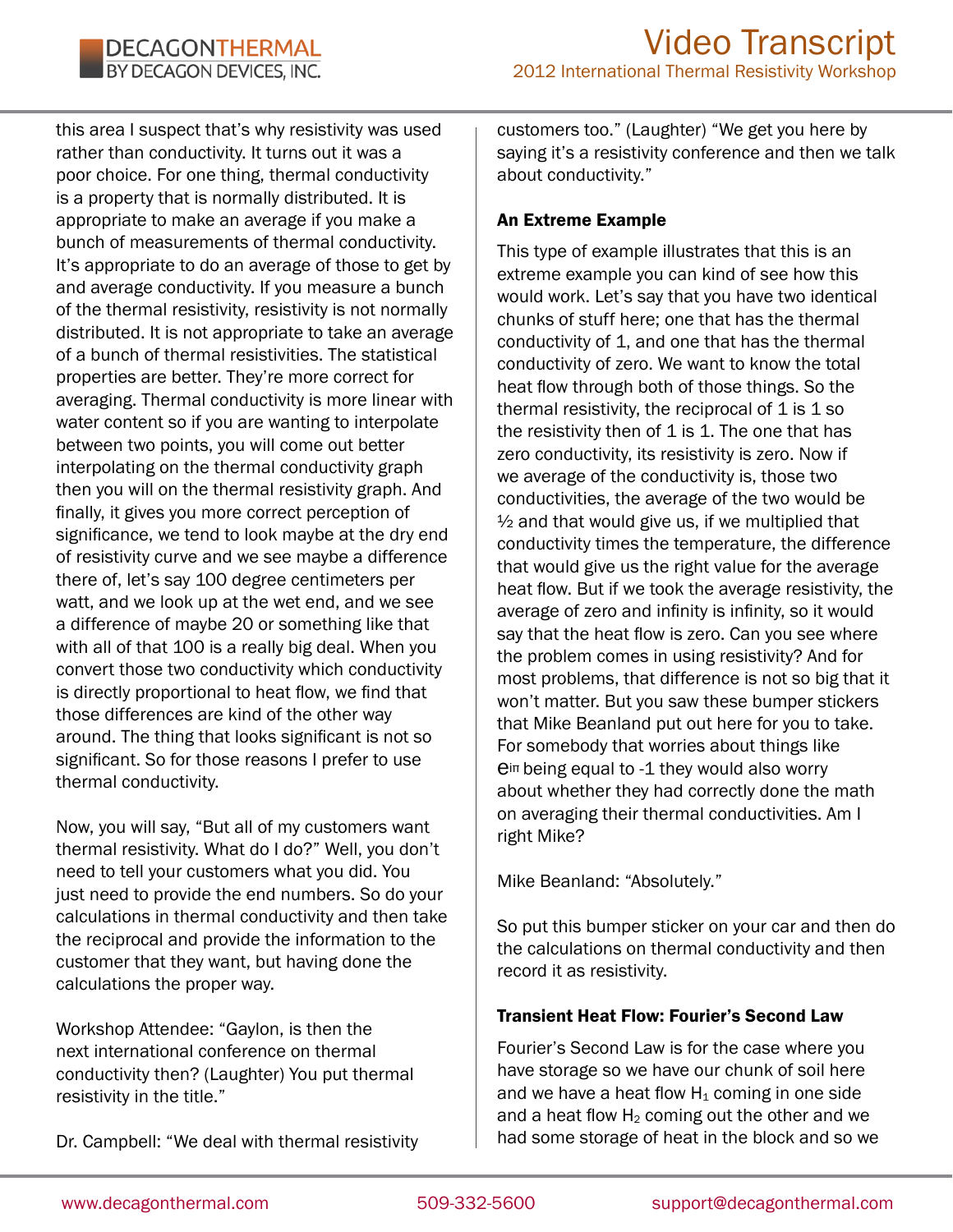this area I suspect that's why resistivity was used rather than conductivity. It turns out it was a poor choice. For one thing, thermal conductivity is a property that is normally distributed. It is appropriate to make an average if you make a bunch of measurements of thermal conductivity. It's appropriate to do an average of those to get by and average conductivity. If you measure a bunch of the thermal resistivity, resistivity is not normally distributed. It is not appropriate to take an average of a bunch of thermal resistivities. The statistical properties are better. They're more correct for averaging. Thermal conductivity is more linear with water content so if you are wanting to interpolate between two points, you will come out better interpolating on the thermal conductivity graph then you will on the thermal resistivity graph. And finally, it gives you more correct perception of significance, we tend to look maybe at the dry end of resistivity curve and we see maybe a difference there of, let's say 100 degree centimeters per watt, and we look up at the wet end, and we see a difference of maybe 20 or something like that with all of that 100 is a really big deal. When you convert those two conductivity which conductivity is directly proportional to heat flow, we find that those differences are kind of the other way around. The thing that looks significant is not so significant. So for those reasons I prefer to use thermal conductivity.

Now, you will say, "But all of my customers want thermal resistivity. What do I do?" Well, you don't need to tell your customers what you did. You just need to provide the end numbers. So do your calculations in thermal conductivity and then take the reciprocal and provide the information to the customer that they want, but having done the calculations the proper way.

Workshop Attendee: "Gaylon, is then the next international conference on thermal conductivity then? (Laughter) You put thermal resistivity in the title."

Dr. Campbell: "We deal with thermal resistivity customers too." (Laughter) "We get you here by saying it's a resistivity conference and then we talk about conductivity."

### An Extreme Example

This type of example illustrates that this is an extreme example you can kind of see how this would work. Let's say that you have two identical chunks of stuff here; one that has the thermal conductivity of 1, and one that has the thermal conductivity of zero. We want to know the total heat flow through both of those things. So the thermal resistivity, the reciprocal of 1 is 1 so the resistivity then of 1 is 1. The one that has zero conductivity, its resistivity is zero. Now if we average of the conductivity is, those two conductivities, the average of the two would be ½ and that would give us, if we multiplied that conductivity times the temperature, the difference that would give us the right value for the average heat flow. But if we took the average resistivity, the average of zero and infinity is infinity, so it would say that the heat flow is zero. Can you see where the problem comes in using resistivity? And for most problems, that difference is not so big that it won't matter. But you saw these bumper stickers that Mike Beanland put out here for you to take. For somebody that worries about things like $e^{i\pi}$ being equal to -1 they would also worry about whether they had correctly done the math on averaging their thermal conductivities. Am I right Mike?

Mike Beanland: "Absolutely."

So put this bumper sticker on your car and then do the calculations on thermal conductivity and then record it as resistivity.

### Transient Heat Flow: Fourier's Second Law

Fourier's Second Law is for the case where you have storage so we have our chunk of soil here and we have a heat flow $H_1$ coming in one side and a heat flow $H_2$ coming out the other and we had some storage of heat in the block and so we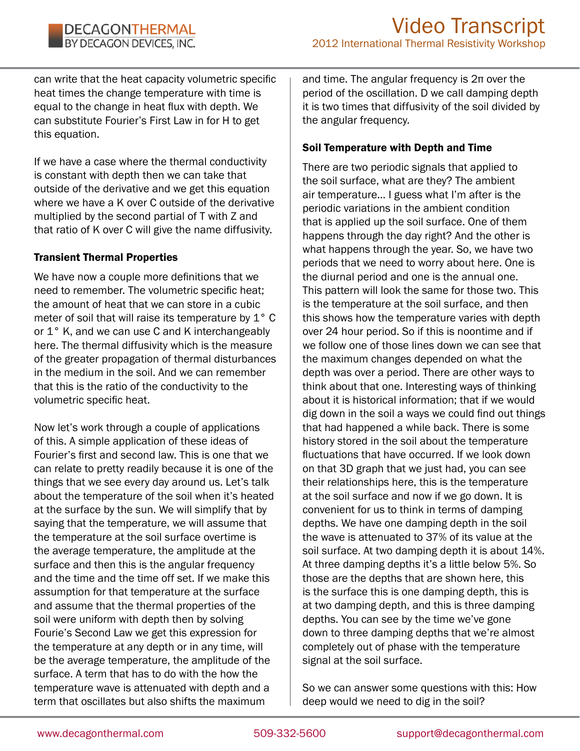can write that the heat capacity volumetric specific heat times the change temperature with time is equal to the change in heat flux with depth. We can substitute Fourier's First Law in for H to get this equation.

If we have a case where the thermal conductivity is constant with depth then we can take that outside of the derivative and we get this equation where we have a K over C outside of the derivative multiplied by the second partial of T with Z and that ratio of K over C will give the name diffusivity.

**Transient Thermal Properties**

We have now a couple more definitions that we need to remember. The volumetric specific heat; the amount of heat that we can store in a cubic meter of soil that will raise its temperature by 1° C or 1° K, and we can use C and K interchangeably here. The thermal diffusivity which is the measure of the greater propagation of thermal disturbances in the medium in the soil. And we can remember that this is the ratio of the conductivity to the volumetric specific heat.

Now let's work through a couple of applications of this. A simple application of these ideas of Fourier's first and second law. This is one that we can relate to pretty readily because it is one of the things that we see every day around us. Let's talk about the temperature of the soil when it's heated at the surface by the sun. We will simplify that by saying that the temperature, we will assume that the temperature at the soil surface overtime is the average temperature, the amplitude at the surface and then this is the angular frequency and the time and the time off set. If we make this assumption for that temperature at the surface and assume that the thermal properties of the soil were uniform with depth then by solving Fourie's Second Law we get this expression for the temperature at any depth or in any time, will be the average temperature, the amplitude of the surface. A term that has to do with the how the temperature wave is attenuated with depth and a term that oscillates but also shifts the maximum and time. The angular frequency is 2π over the period of the oscillation. D we call damping depth it is two times that diffusivity of the soil divided by the angular frequency.

**Soil Temperature with Depth and Time**

There are two periodic signals that applied to the soil surface, what are they? The ambient air temperature... I guess what I'm after is the periodic variations in the ambient condition that is applied up the soil surface. One of them happens through the day right? And the other is what happens through the year. So, we have two periods that we need to worry about here. One is the diurnal period and one is the annual one. This pattern will look the same for those two. This is the temperature at the soil surface, and then this shows how the temperature varies with depth over 24 hour period. So if this is noontime and if we follow one of those lines down we can see that the maximum changes depended on what the depth was over a period. There are other ways to think about that one. Interesting ways of thinking about it is historical information; that if we would dig down in the soil a ways we could find out things that had happened a while back. There is some history stored in the soil about the temperature fluctuations that have occurred. If we look down on that 3D graph that we just had, you can see their relationships here, this is the temperature at the soil surface and now if we go down. It is convenient for us to think in terms of damping depths. We have one damping depth in the soil the wave is attenuated to 37% of its value at the soil surface. At two damping depth it is about 14%. At three damping depths it's a little below 5%. So those are the depths that are shown here, this is the surface this is one damping depth, this is at two damping depth, and this is three damping depths. You can see by the time we've gone down to three damping depths that we're almost completely out of phase with the temperature signal at the soil surface.

So we can answer some questions with this: How deep would we need to dig in the soil?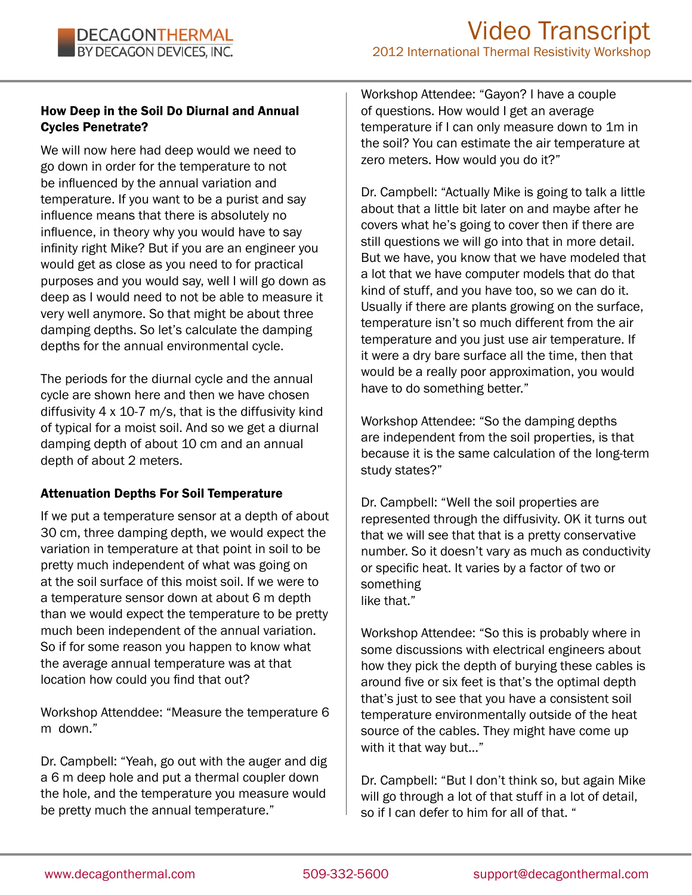#### How Deep in the Soil Do Diurnal and Annual Cycles Penetrate?

We will now here had deep would we need to go down in order for the temperature to not be influenced by the annual variation and temperature. If you want to be a purist and say influence means that there is absolutely no influence, in theory why you would have to say infinity right Mike? But if you are an engineer you would get as close as you need to for practical purposes and you would say, well I will go down as deep as I would need to not be able to measure it very well anymore. So that might be about three damping depths. So let's calculate the damping depths for the annual environmental cycle.

The periods for the diurnal cycle and the annual cycle are shown here and then we have chosen diffusivity 4 x 10-7 m/s, that is the diffusivity kind of typical for a moist soil. And so we get a diurnal damping depth of about 10 cm and an annual depth of about 2 meters.

#### Attenuation Depths For Soil Temperature

If we put a temperature sensor at a depth of about 30 cm, three damping depth, we would expect the variation in temperature at that point in soil to be pretty much independent of what was going on at the soil surface of this moist soil. If we were to a temperature sensor down at about 6 m depth than we would expect the temperature to be pretty much been independent of the annual variation. So if for some reason you happen to know what the average annual temperature was at that location how could you find that out?

Workshop Attenddee: "Measure the temperature 6 m down."

Dr. Campbell: "Yeah, go out with the auger and dig a 6 m deep hole and put a thermal coupler down the hole, and the temperature you measure would be pretty much the annual temperature."

Workshop Attendee: "Gayon? I have a couple of questions. How would I get an average temperature if I can only measure down to 1m in the soil? You can estimate the air temperature at zero meters. How would you do it?"

Dr. Campbell: "Actually Mike is going to talk a little about that a little bit later on and maybe after he covers what he's going to cover then if there are still questions we will go into that in more detail. But we have, you know that we have modeled that a lot that we have computer models that do that kind of stuff, and you have too, so we can do it. Usually if there are plants growing on the surface, temperature isn't so much different from the air temperature and you just use air temperature. If it were a dry bare surface all the time, then that would be a really poor approximation, you would have to do something better."

Workshop Attendee: "So the damping depths are independent from the soil properties, is that because it is the same calculation of the long-term study states?"

Dr. Campbell: "Well the soil properties are represented through the diffusivity. OK it turns out that we will see that that is a pretty conservative number. So it doesn't vary as much as conductivity or specific heat. It varies by a factor of two or something like that."

Workshop Attendee: "So this is probably where in some discussions with electrical engineers about how they pick the depth of burying these cables is around five or six feet is that's the optimal depth that's just to see that you have a consistent soil temperature environmentally outside of the heat source of the cables. They might have come up with it that way but..."

Dr. Campbell: "But I don't think so, but again Mike will go through a lot of that stuff in a lot of detail, so if I can defer to him for all of that. "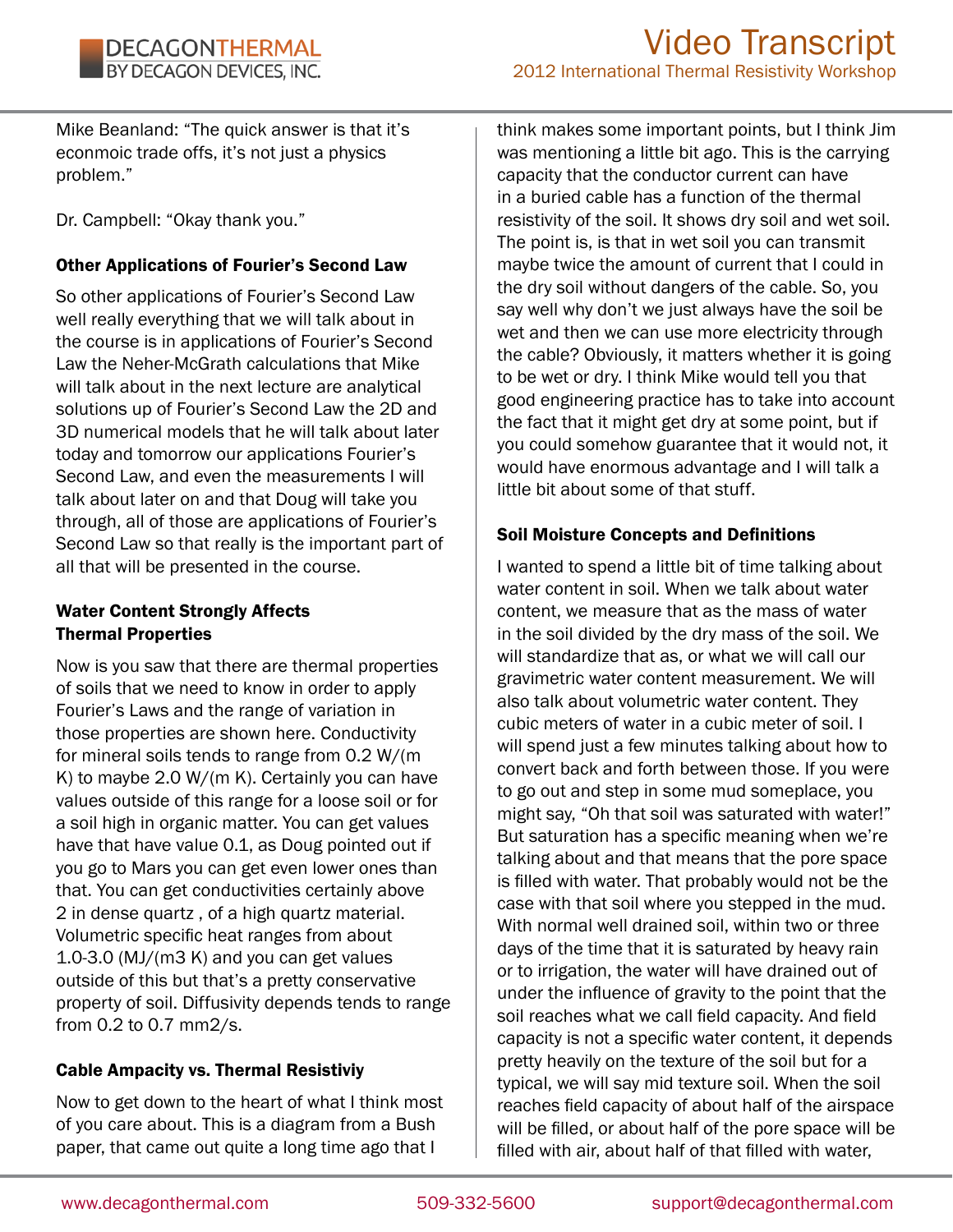Mike Beanland: "The quick answer is that it's econmoic trade offs, it's not just a physics problem."

Dr. Campbell: "Okay thank you."

### Other Applications of Fourier's Second Law

So other applications of Fourier's Second Law well really everything that we will talk about in the course is in applications of Fourier's Second Law the Neher-McGrath calculations that Mike will talk about in the next lecture are analytical solutions up of Fourier's Second Law the 2D and 3D numerical models that he will talk about later today and tomorrow our applications Fourier's Second Law, and even the measurements I will talk about later on and that Doug will take you through, all of those are applications of Fourier's Second Law so that really is the important part of all that will be presented in the course.

### Water Content Strongly Affects Thermal Properties

Now is you saw that there are thermal properties of soils that we need to know in order to apply Fourier's Laws and the range of variation in those properties are shown here. Conductivity for mineral soils tends to range from 0.2 W/(m K) to maybe 2.0 W/(m K). Certainly you can have values outside of this range for a loose soil or for a soil high in organic matter. You can get values have that have value 0.1, as Doug pointed out if you go to Mars you can get even lower ones than that. You can get conductivities certainly above 2 in dense quartz , of a high quartz material. Volumetric specific heat ranges from about 1.0-3.0 (MJ/(m3 K) and you can get values outside of this but that's a pretty conservative property of soil. Diffusivity depends tends to range from 0.2 to 0.7 mm2/s.

### Cable Ampacity vs. Thermal Resistiviy

Now to get down to the heart of what I think most of you care about. This is a diagram from a Bush paper, that came out quite a long time ago that I think makes some important points, but I think Jim was mentioning a little bit ago. This is the carrying capacity that the conductor current can have in a buried cable has a function of the thermal resistivity of the soil. It shows dry soil and wet soil. The point is, is that in wet soil you can transmit maybe twice the amount of current that I could in the dry soil without dangers of the cable. So, you say well why don't we just always have the soil be wet and then we can use more electricity through the cable? Obviously, it matters whether it is going to be wet or dry. I think Mike would tell you that good engineering practice has to take into account the fact that it might get dry at some point, but if you could somehow guarantee that it would not, it would have enormous advantage and I will talk a little bit about some of that stuff.

### Soil Moisture Concepts and Definitions

I wanted to spend a little bit of time talking about water content in soil. When we talk about water content, we measure that as the mass of water in the soil divided by the dry mass of the soil. We will standardize that as, or what we will call our gravimetric water content measurement. We will also talk about volumetric water content. They cubic meters of water in a cubic meter of soil. I will spend just a few minutes talking about how to convert back and forth between those. If you were to go out and step in some mud someplace, you might say, "Oh that soil was saturated with water!" But saturation has a specific meaning when we're talking about and that means that the pore space is filled with water. That probably would not be the case with that soil where you stepped in the mud. With normal well drained soil, within two or three days of the time that it is saturated by heavy rain or to irrigation, the water will have drained out of under the influence of gravity to the point that the soil reaches what we call field capacity. And field capacity is not a specific water content, it depends pretty heavily on the texture of the soil but for a typical, we will say mid texture soil. When the soil reaches field capacity of about half of the airspace will be filled, or about half of the pore space will be filled with air, about half of that filled with water,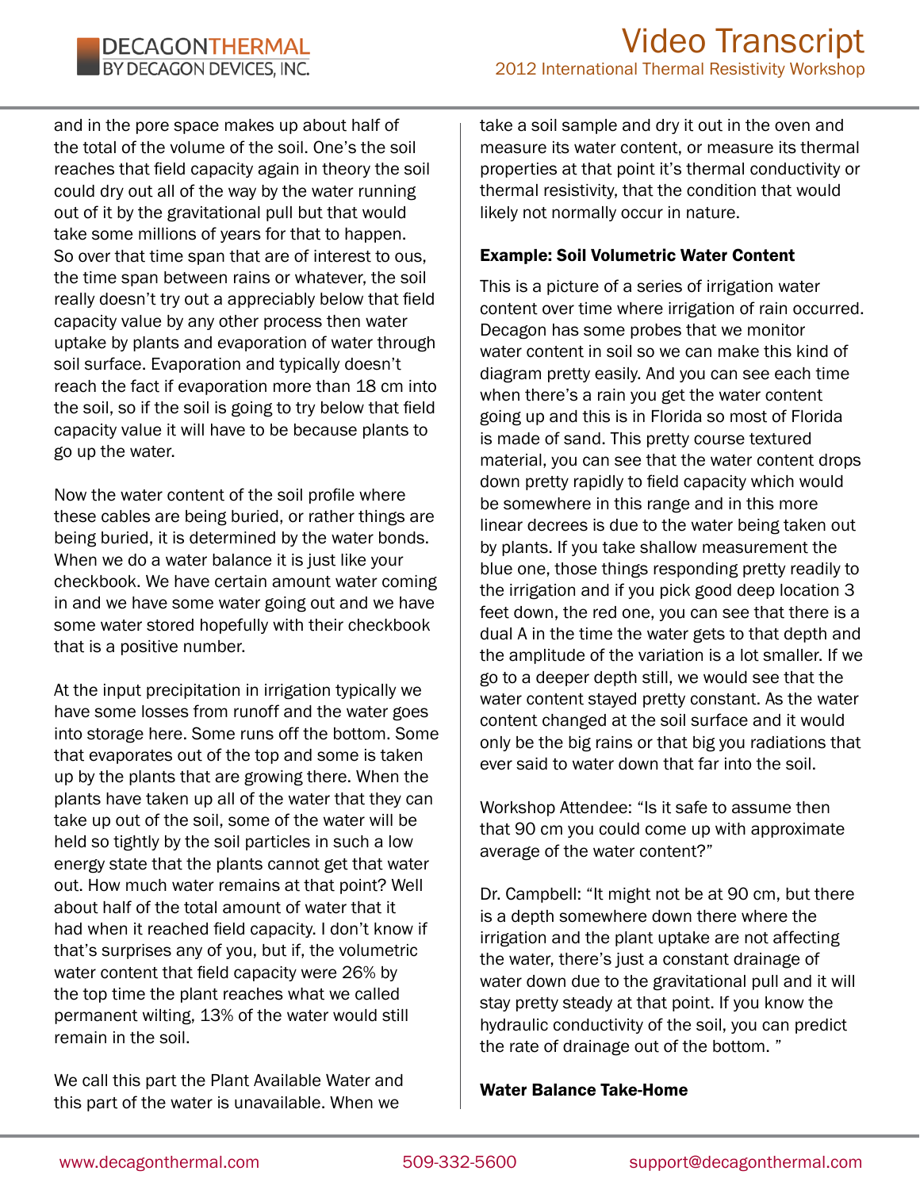and in the pore space makes up about half of the total of the volume of the soil. One's the soil reaches that field capacity again in theory the soil could dry out all of the way by the water running out of it by the gravitational pull but that would take some millions of years for that to happen. So over that time span that are of interest to ous, the time span between rains or whatever, the soil really doesn't try out a appreciably below that field capacity value by any other process then water uptake by plants and evaporation of water through soil surface. Evaporation and typically doesn't reach the fact if evaporation more than 18 cm into the soil, so if the soil is going to try below that field capacity value it will have to be because plants to go up the water.

Now the water content of the soil profile where these cables are being buried, or rather things are being buried, it is determined by the water bonds. When we do a water balance it is just like your checkbook. We have certain amount water coming in and we have some water going out and we have some water stored hopefully with their checkbook that is a positive number.

At the input precipitation in irrigation typically we have some losses from runoff and the water goes into storage here. Some runs off the bottom. Some that evaporates out of the top and some is taken up by the plants that are growing there. When the plants have taken up all of the water that they can take up out of the soil, some of the water will be held so tightly by the soil particles in such a low energy state that the plants cannot get that water out. How much water remains at that point? Well about half of the total amount of water that it had when it reached field capacity. I don't know if that's surprises any of you, but if, the volumetric water content that field capacity were 26% by the top time the plant reaches what we called permanent wilting, 13% of the water would still remain in the soil.

We call this part the Plant Available Water and this part of the water is unavailable. When we take a soil sample and dry it out in the oven and measure its water content, or measure its thermal properties at that point it's thermal conductivity or thermal resistivity, that the condition that would likely not normally occur in nature.

**Example: Soil Volumetric Water Content**

This is a picture of a series of irrigation water content over time where irrigation of rain occurred. Decagon has some probes that we monitor water content in soil so we can make this kind of diagram pretty easily. And you can see each time when there's a rain you get the water content going up and this is in Florida so most of Florida is made of sand. This pretty course textured material, you can see that the water content drops down pretty rapidly to field capacity which would be somewhere in this range and in this more linear decrees is due to the water being taken out by plants. If you take shallow measurement the blue one, those things responding pretty readily to the irrigation and if you pick good deep location 3 feet down, the red one, you can see that there is a dual A in the time the water gets to that depth and the amplitude of the variation is a lot smaller. If we go to a deeper depth still, we would see that the water content stayed pretty constant. As the water content changed at the soil surface and it would only be the big rains or that big you radiations that ever said to water down that far into the soil.

Workshop Attendee: "Is it safe to assume then that 90 cm you could come up with approximate average of the water content?"

Dr. Campbell: "It might not be at 90 cm, but there is a depth somewhere down there where the irrigation and the plant uptake are not affecting the water, there's just a constant drainage of water down due to the gravitational pull and it will stay pretty steady at that point. If you know the hydraulic conductivity of the soil, you can predict the rate of drainage out of the bottom. "

**Water Balance Take-Home**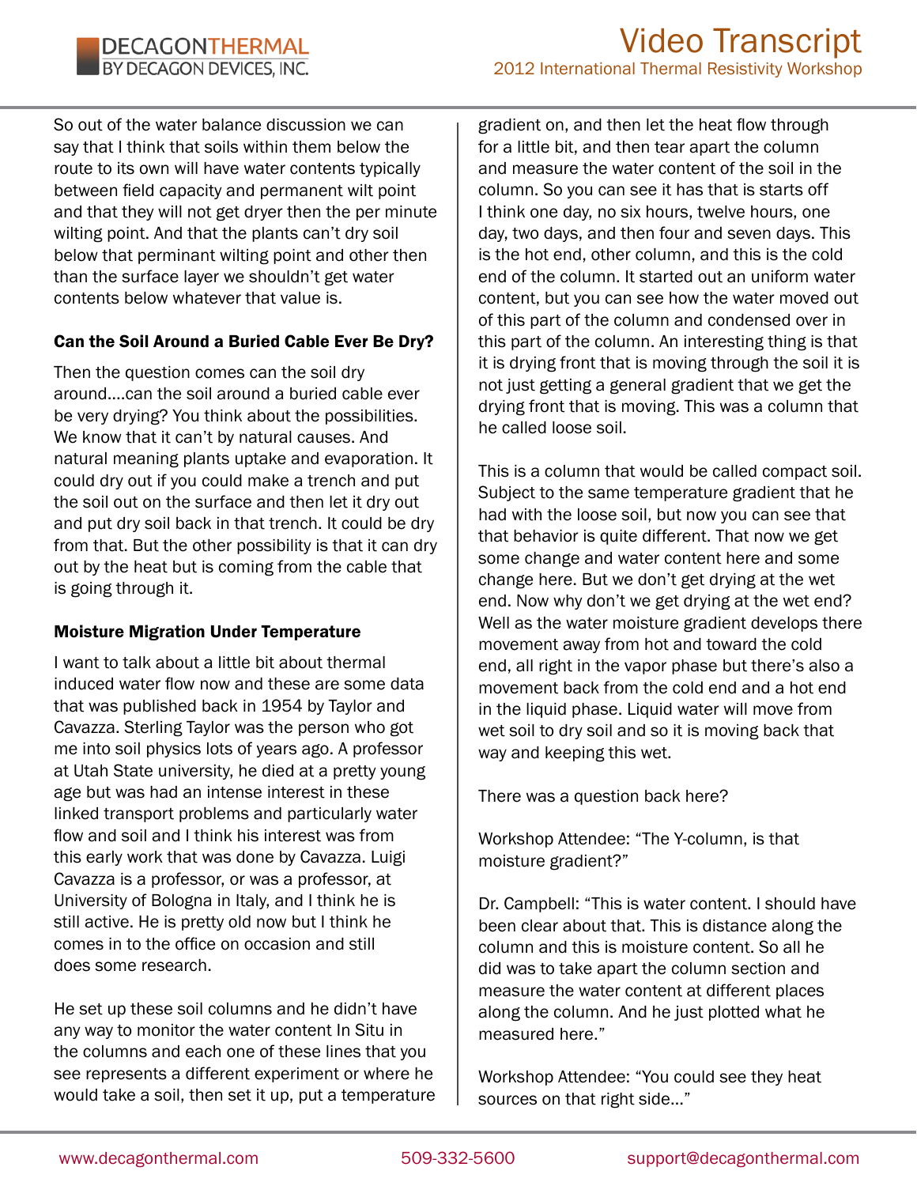So out of the water balance discussion we can say that I think that soils within them below the route to its own will have water contents typically between field capacity and permanent wilt point and that they will not get dryer then the per minute wilting point. And that the plants can't dry soil below that perminant wilting point and other then than the surface layer we shouldn't get water contents below whatever that value is.

### Can the Soil Around a Buried Cable Ever Be Dry?

Then the question comes can the soil dry around....can the soil around a buried cable ever be very drying? You think about the possibilities. We know that it can't by natural causes. And natural meaning plants uptake and evaporation. It could dry out if you could make a trench and put the soil out on the surface and then let it dry out and put dry soil back in that trench. It could be dry from that. But the other possibility is that it can dry out by the heat but is coming from the cable that is going through it.

### Moisture Migration Under Temperature

I want to talk about a little bit about thermal induced water flow now and these are some data that was published back in 1954 by Taylor and Cavazza. Sterling Taylor was the person who got me into soil physics lots of years ago. A professor at Utah State university, he died at a pretty young age but was had an intense interest in these linked transport problems and particularly water flow and soil and I think his interest was from this early work that was done by Cavazza. Luigi Cavazza is a professor, or was a professor, at University of Bologna in Italy, and I think he is still active. He is pretty old now but I think he comes in to the office on occasion and still does some research.

He set up these soil columns and he didn't have any way to monitor the water content In Situ in the columns and each one of these lines that you see represents a different experiment or where he would take a soil, then set it up, put a temperature gradient on, and then let the heat flow through for a little bit, and then tear apart the column and measure the water content of the soil in the column. So you can see it has that is starts off I think one day, no six hours, twelve hours, one day, two days, and then four and seven days. This is the hot end, other column, and this is the cold end of the column. It started out an uniform water content, but you can see how the water moved out of this part of the column and condensed over in this part of the column. An interesting thing is that it is drying front that is moving through the soil it is not just getting a general gradient that we get the drying front that is moving. This was a column that he called loose soil.

This is a column that would be called compact soil. Subject to the same temperature gradient that he had with the loose soil, but now you can see that that behavior is quite different. That now we get some change and water content here and some change here. But we don't get drying at the wet end. Now why don't we get drying at the wet end? Well as the water moisture gradient develops there movement away from hot and toward the cold end, all right in the vapor phase but there's also a movement back from the cold end and a hot end in the liquid phase. Liquid water will move from wet soil to dry soil and so it is moving back that way and keeping this wet.

There was a question back here?

Workshop Attendee: "The Y-column, is that moisture gradient?"

Dr. Campbell: "This is water content. I should have been clear about that. This is distance along the column and this is moisture content. So all he did was to take apart the column section and measure the water content at different places along the column. And he just plotted what he measured here."

Workshop Attendee: "You could see they heat sources on that right side..."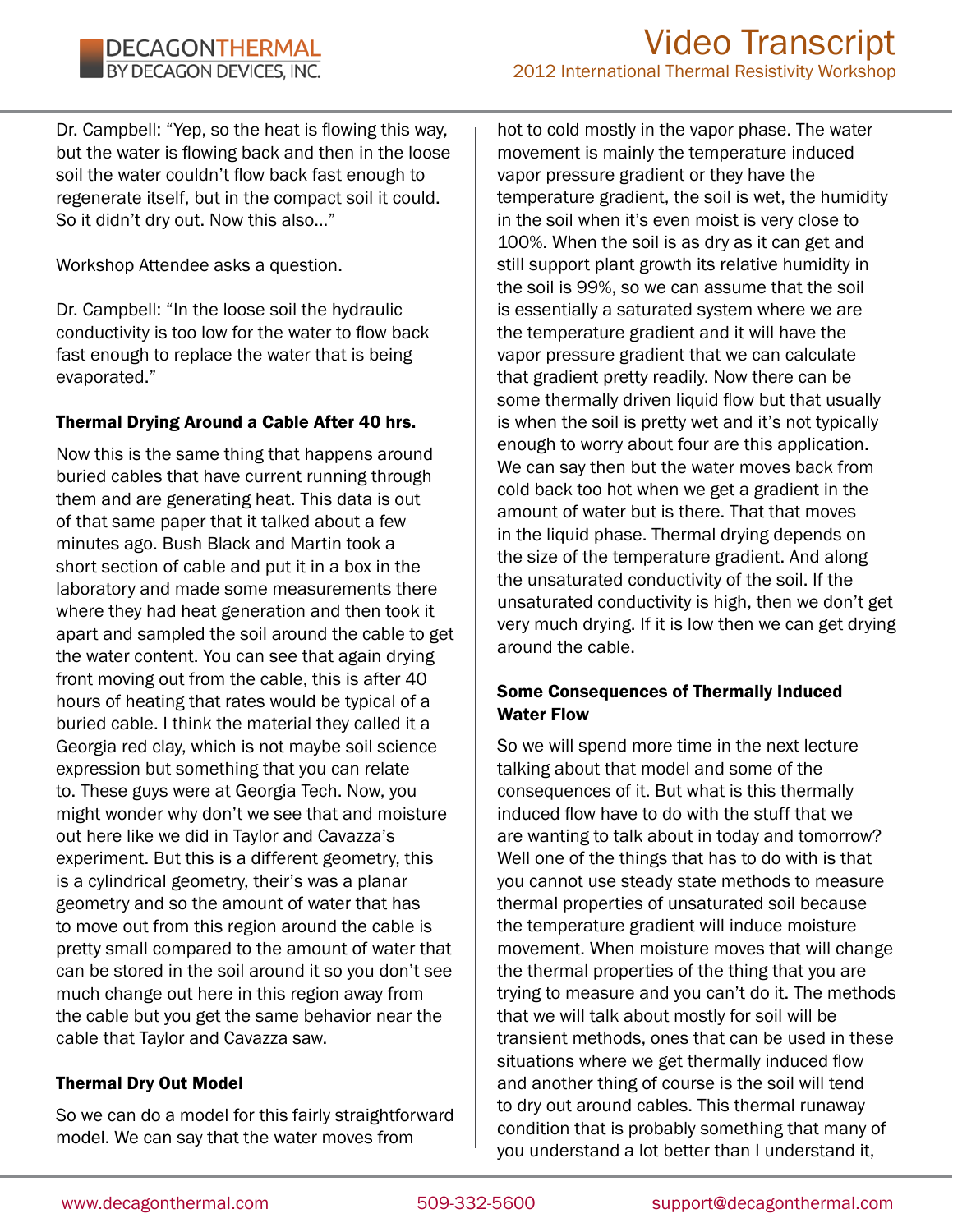Dr. Campbell: "Yep, so the heat is flowing this way, but the water is flowing back and then in the loose soil the water couldn't flow back fast enough to regenerate itself, but in the compact soil it could. So it didn't dry out. Now this also..."

Workshop Attendee asks a question.

Dr. Campbell: "In the loose soil the hydraulic conductivity is too low for the water to flow back fast enough to replace the water that is being evaporated."

### Thermal Drying Around a Cable After 40 hrs.

Now this is the same thing that happens around buried cables that have current running through them and are generating heat. This data is out of that same paper that it talked about a few minutes ago. Bush Black and Martin took a short section of cable and put it in a box in the laboratory and made some measurements there where they had heat generation and then took it apart and sampled the soil around the cable to get the water content. You can see that again drying front moving out from the cable, this is after 40 hours of heating that rates would be typical of a buried cable. I think the material they called it a Georgia red clay, which is not maybe soil science expression but something that you can relate to. These guys were at Georgia Tech. Now, you might wonder why don't we see that and moisture out here like we did in Taylor and Cavazza's experiment. But this is a different geometry, this is a cylindrical geometry, their's was a planar geometry and so the amount of water that has to move out from this region around the cable is pretty small compared to the amount of water that can be stored in the soil around it so you don't see much change out here in this region away from the cable but you get the same behavior near the cable that Taylor and Cavazza saw.

### Thermal Dry Out Model

So we can do a model for this fairly straightforward model. We can say that the water moves from hot to cold mostly in the vapor phase. The water movement is mainly the temperature induced vapor pressure gradient or they have the temperature gradient, the soil is wet, the humidity in the soil when it's even moist is very close to 100%. When the soil is as dry as it can get and still support plant growth its relative humidity in the soil is 99%, so we can assume that the soil is essentially a saturated system where we are the temperature gradient and it will have the vapor pressure gradient that we can calculate that gradient pretty readily. Now there can be some thermally driven liquid flow but that usually is when the soil is pretty wet and it's not typically enough to worry about four are this application. We can say then but the water moves back from cold back too hot when we get a gradient in the amount of water but is there. That that moves in the liquid phase. Thermal drying depends on the size of the temperature gradient. And along the unsaturated conductivity of the soil. If the unsaturated conductivity is high, then we don't get very much drying. If it is low then we can get drying around the cable.

### Some Consequences of Thermally Induced Water Flow

So we will spend more time in the next lecture talking about that model and some of the consequences of it. But what is this thermally induced flow have to do with the stuff that we are wanting to talk about in today and tomorrow? Well one of the things that has to do with is that you cannot use steady state methods to measure thermal properties of unsaturated soil because the temperature gradient will induce moisture movement. When moisture moves that will change the thermal properties of the thing that you are trying to measure and you can't do it. The methods that we will talk about mostly for soil will be transient methods, ones that can be used in these situations where we get thermally induced flow and another thing of course is the soil will tend to dry out around cables. This thermal runaway condition that is probably something that many of you understand a lot better than I understand it,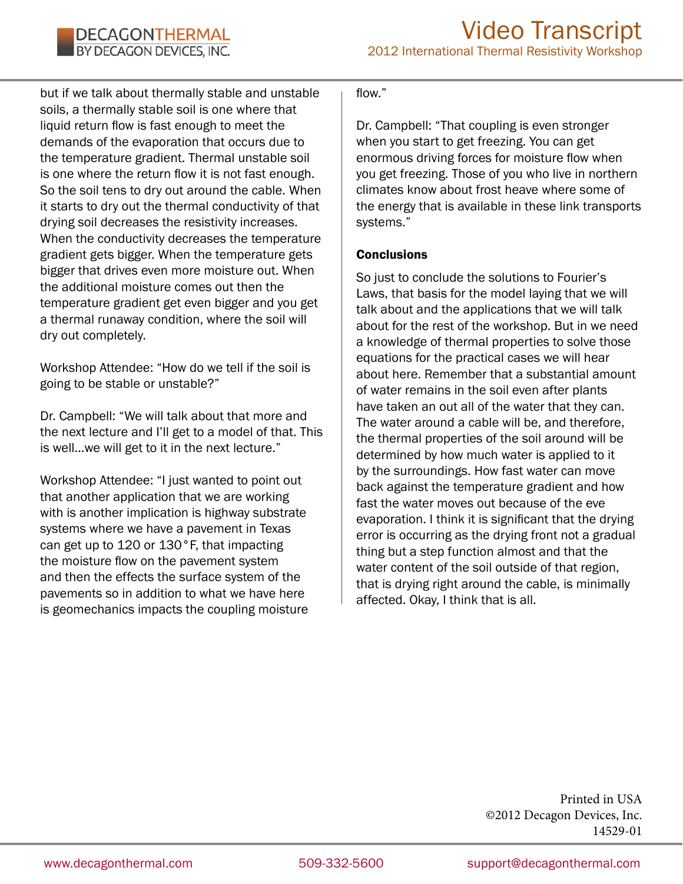but if we talk about thermally stable and unstable soils, a thermally stable soil is one where that liquid return flow is fast enough to meet the demands of the evaporation that occurs due to the temperature gradient. Thermal unstable soil is one where the return flow it is not fast enough. So the soil tens to dry out around the cable. When it starts to dry out the thermal conductivity of that drying soil decreases the resistivity increases. When the conductivity decreases the temperature gradient gets bigger. When the temperature gets bigger that drives even more moisture out. When the additional moisture comes out then the temperature gradient get even bigger and you get a thermal runaway condition, where the soil will dry out completely.

Workshop Attendee: “How do we tell if the soil is going to be stable or unstable?”

Dr. Campbell: “We will talk about that more and the next lecture and I’ll get to a model of that. This is well...we will get to it in the next lecture.”

Workshop Attendee: “I just wanted to point out that another application that we are working with is another implication is highway substrate systems where we have a pavement in Texas can get up to 120 or 130°F, that impacting the moisture flow on the pavement system and then the effects the surface system of the pavements so in addition to what we have here is geomechanics impacts the coupling moisture flow.”

Dr. Campbell: “That coupling is even stronger when you start to get freezing. You can get enormous driving forces for moisture flow when you get freezing. Those of you who live in northern climates know about frost heave where some of the energy that is available in these link transports systems.”

### Conclusions

So just to conclude the solutions to Fourier’s Laws, that basis for the model laying that we will talk about and the applications that we will talk about for the rest of the workshop. But in we need a knowledge of thermal properties to solve those equations for the practical cases we will hear about here. Remember that a substantial amount of water remains in the soil even after plants have taken an out all of the water that they can. The water around a cable will be, and therefore, the thermal properties of the soil around will be determined by how much water is applied to it by the surroundings. How fast water can move back against the temperature gradient and how fast the water moves out because of the eve evaporation. I think it is significant that the drying error is occurring as the drying front not a gradual thing but a step function almost and that the water content of the soil outside of that region, that is drying right around the cable, is minimally affected. Okay, I think that is all.

Printed in USA
©2012 Decagon Devices, Inc.
14529-01